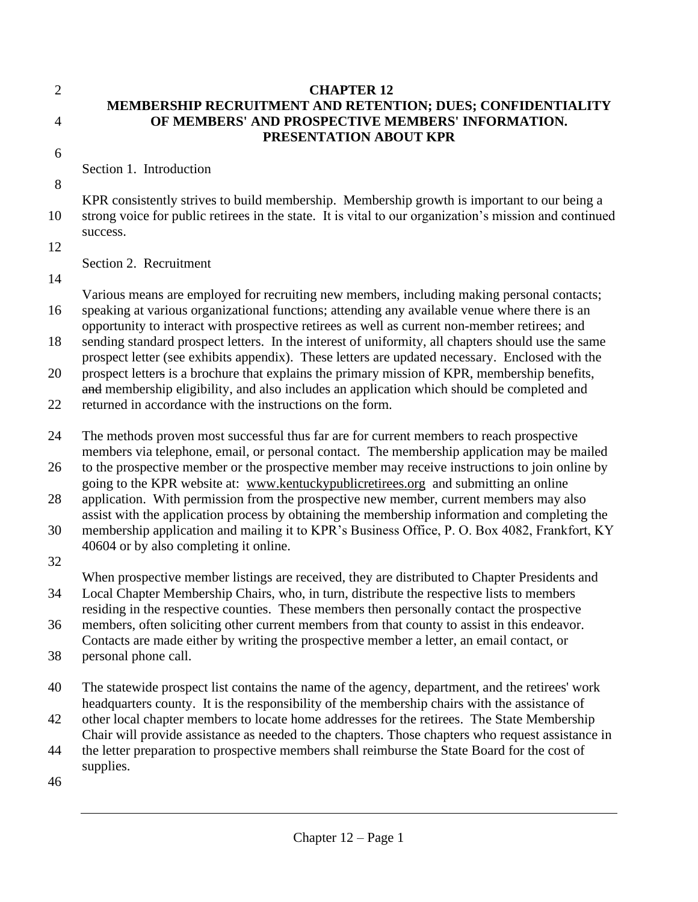# CHAPTER 12
# MEMBERSHIP RECRUITMENT AND RETENTION; DUES; CONFIDENTIALITY OF MEMBERS' AND PROSPECTIVE MEMBERS' INFORMATION. PRESENTATION ABOUT KPR

## Section 1. Introduction

KPR consistently strives to build membership. Membership growth is important to our being a strong voice for public retirees in the state. It is vital to our organization's mission and continued success.

## Section 2. Recruitment

Various means are employed for recruiting new members, including making personal contacts; speaking at various organizational functions; attending any available venue where there is an opportunity to interact with prospective retirees as well as current non-member retirees; and sending standard prospect letters. In the interest of uniformity, all chapters should use the same prospect letter (see exhibits appendix). These letters are updated necessary. Enclosed with the prospect letters is a brochure that explains the primary mission of KPR, membership benefits, ~~and~~ membership eligibility, and also includes an application which should be completed and returned in accordance with the instructions on the form.

The methods proven most successful thus far are for current members to reach prospective members via telephone, email, or personal contact. The membership application may be mailed to the prospective member or the prospective member may receive instructions to join online by going to the KPR website at: www.kentuckypublicretirees.org and submitting an online application. With permission from the prospective new member, current members may also assist with the application process by obtaining the membership information and completing the membership application and mailing it to KPR's Business Office, P. O. Box 4082, Frankfort, KY 40604 or by also completing it online.

When prospective member listings are received, they are distributed to Chapter Presidents and Local Chapter Membership Chairs, who, in turn, distribute the respective lists to members residing in the respective counties. These members then personally contact the prospective members, often soliciting other current members from that county to assist in this endeavor. Contacts are made either by writing the prospective member a letter, an email contact, or personal phone call.

The statewide prospect list contains the name of the agency, department, and the retirees' work headquarters county. It is the responsibility of the membership chairs with the assistance of other local chapter members to locate home addresses for the retirees. The State Membership Chair will provide assistance as needed to the chapters. Those chapters who request assistance in the letter preparation to prospective members shall reimburse the State Board for the cost of supplies.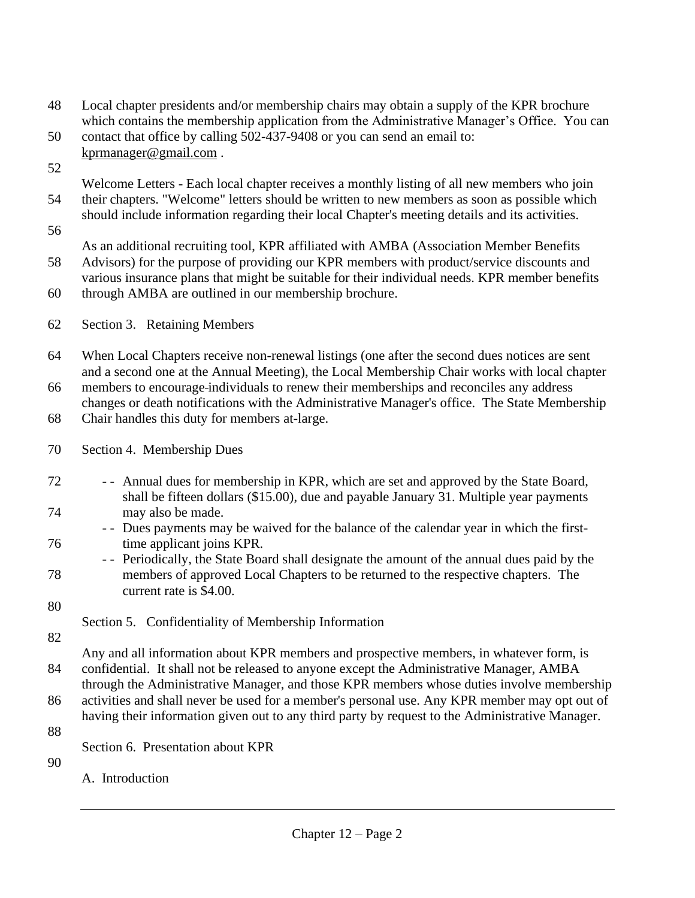Local chapter presidents and/or membership chairs may obtain a supply of the KPR brochure which contains the membership application from the Administrative Manager's Office. You can contact that office by calling 502-437-9408 or you can send an email to: kprmanager@gmail.com .

Welcome Letters - Each local chapter receives a monthly listing of all new members who join their chapters. "Welcome" letters should be written to new members as soon as possible which should include information regarding their local Chapter's meeting details and its activities.

As an additional recruiting tool, KPR affiliated with AMBA (Association Member Benefits Advisors) for the purpose of providing our KPR members with product/service discounts and various insurance plans that might be suitable for their individual needs. KPR member benefits through AMBA are outlined in our membership brochure.

## Section 3. Retaining Members

When Local Chapters receive non-renewal listings (one after the second dues notices are sent and a second one at the Annual Meeting), the Local Membership Chair works with local chapter members to encourage individuals to renew their memberships and reconciles any address changes or death notifications with the Administrative Manager's office. The State Membership Chair handles this duty for members at-large.

## Section 4. Membership Dues

- -- Annual dues for membership in KPR, which are set and approved by the State Board, shall be fifteen dollars ($15.00), due and payable January 31. Multiple year payments may also be made.
- -- Dues payments may be waived for the balance of the calendar year in which the first-time applicant joins KPR.
- -- Periodically, the State Board shall designate the amount of the annual dues paid by the members of approved Local Chapters to be returned to the respective chapters. The current rate is $4.00.

## Section 5. Confidentiality of Membership Information

Any and all information about KPR members and prospective members, in whatever form, is confidential. It shall not be released to anyone except the Administrative Manager, AMBA through the Administrative Manager, and those KPR members whose duties involve membership activities and shall never be used for a member's personal use. Any KPR member may opt out of having their information given out to any third party by request to the Administrative Manager.

## Section 6. Presentation about KPR

### A. Introduction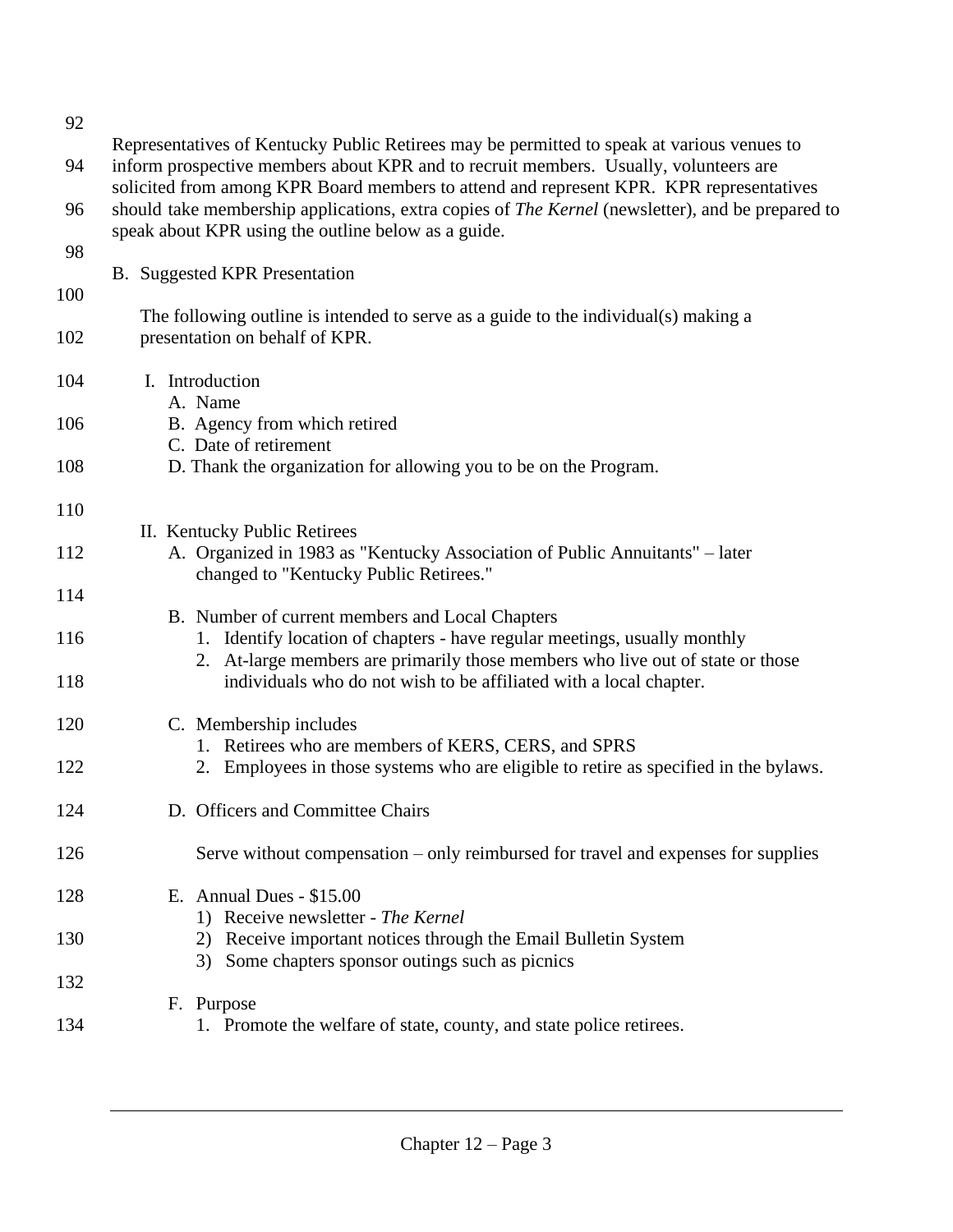Representatives of Kentucky Public Retirees may be permitted to speak at various venues to inform prospective members about KPR and to recruit members. Usually, volunteers are solicited from among KPR Board members to attend and represent KPR. KPR representatives should take membership applications, extra copies of *The Kernel* (newsletter), and be prepared to speak about KPR using the outline below as a guide.

B. Suggested KPR Presentation

The following outline is intended to serve as a guide to the individual(s) making a presentation on behalf of KPR.

I. Introduction
   - A. Name
   - B. Agency from which retired
   - C. Date of retirement
   - D. Thank the organization for allowing you to be on the Program.

II. Kentucky Public Retirees
   - A. Organized in 1983 as "Kentucky Association of Public Annuitants" – later changed to "Kentucky Public Retirees."
   - B. Number of current members and Local Chapters
     1. Identify location of chapters - have regular meetings, usually monthly
     2. At-large members are primarily those members who live out of state or those individuals who do not wish to be affiliated with a local chapter.
   - C. Membership includes
     1. Retirees who are members of KERS, CERS, and SPRS
     2. Employees in those systems who are eligible to retire as specified in the bylaws.
   - D. Officers and Committee Chairs

     Serve without compensation – only reimbursed for travel and expenses for supplies
   - E. Annual Dues - $15.00
     1) Receive newsletter - *The Kernel*
     2) Receive important notices through the Email Bulletin System
     3) Some chapters sponsor outings such as picnics
   - F. Purpose
     1. Promote the welfare of state, county, and state police retirees.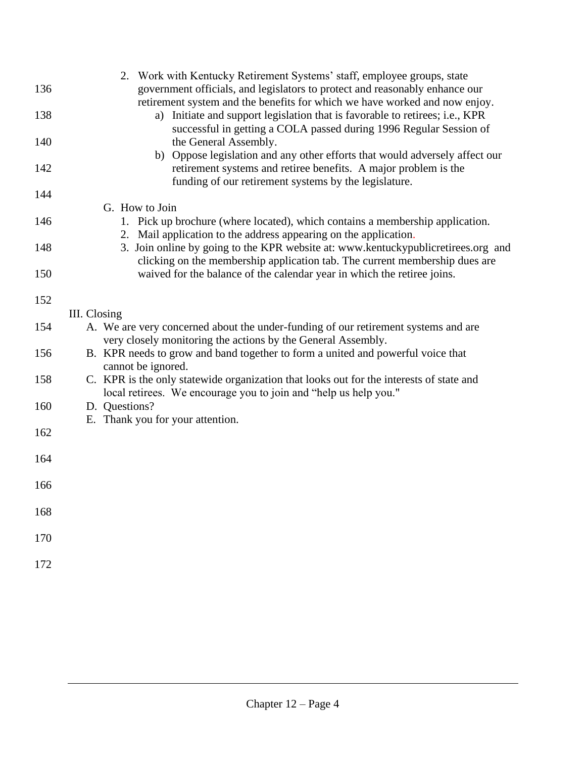2. Work with Kentucky Retirement Systems' staff, employee groups, state government officials, and legislators to protect and reasonably enhance our retirement system and the benefits for which we have worked and now enjoy.
   - a) Initiate and support legislation that is favorable to retirees; i.e., KPR successful in getting a COLA passed during 1996 Regular Session of the General Assembly.
   - b) Oppose legislation and any other efforts that would adversely affect our retirement systems and retiree benefits. A major problem is the funding of our retirement systems by the legislature.

G. How to Join

1. Pick up brochure (where located), which contains a membership application.
2. Mail application to the address appearing on the application.
3. Join online by going to the KPR website at: www.kentuckypublicretirees.org and clicking on the membership application tab. The current membership dues are waived for the balance of the calendar year in which the retiree joins.

III. Closing

A. We are very concerned about the under-funding of our retirement systems and are very closely monitoring the actions by the General Assembly.

B. KPR needs to grow and band together to form a united and powerful voice that cannot be ignored.

C. KPR is the only statewide organization that looks out for the interests of state and local retirees. We encourage you to join and "help us help you."

D. Questions?

E. Thank you for your attention.